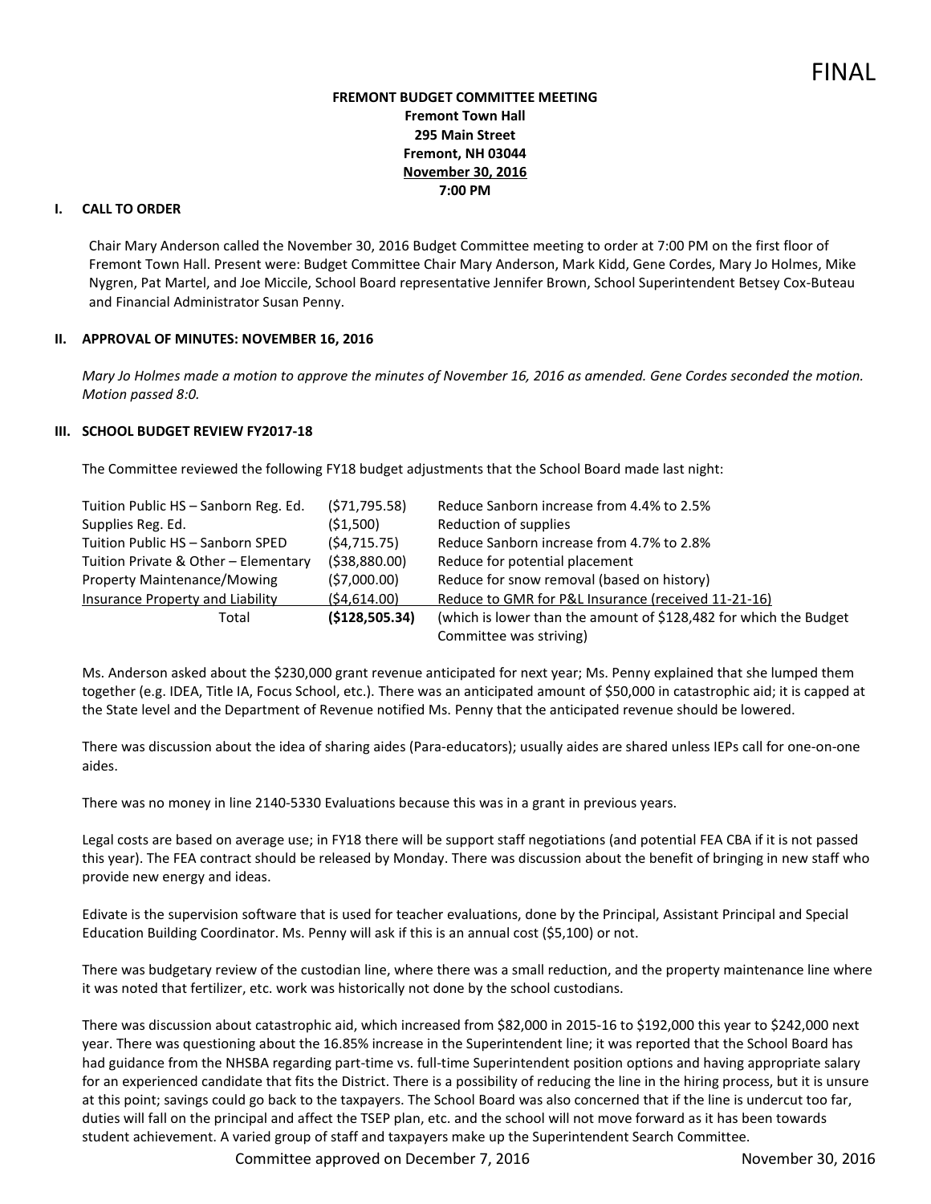FINAL

**FREMONT BUDGET COMMITTEE MEETING**
**Fremont Town Hall**
**295 Main Street**
**Fremont, NH 03044**
**November 30, 2016**
**7:00 PM**

## I. CALL TO ORDER

Chair Mary Anderson called the November 30, 2016 Budget Committee meeting to order at 7:00 PM on the first floor of Fremont Town Hall. Present were: Budget Committee Chair Mary Anderson, Mark Kidd, Gene Cordes, Mary Jo Holmes, Mike Nygren, Pat Martel, and Joe Miccile, School Board representative Jennifer Brown, School Superintendent Betsey Cox-Buteau and Financial Administrator Susan Penny.

## II. APPROVAL OF MINUTES: NOVEMBER 16, 2016

*Mary Jo Holmes made a motion to approve the minutes of November 16, 2016 as amended. Gene Cordes seconded the motion. Motion passed 8:0.*

## III. SCHOOL BUDGET REVIEW FY2017-18

The Committee reviewed the following FY18 budget adjustments that the School Board made last night:

| | | |
|---|---|---|
| Tuition Public HS – Sanborn Reg. Ed. | ($71,795.58) | Reduce Sanborn increase from 4.4% to 2.5% |
| Supplies Reg. Ed. | ($1,500) | Reduction of supplies |
| Tuition Public HS – Sanborn SPED | ($4,715.75) | Reduce Sanborn increase from 4.7% to 2.8% |
| Tuition Private & Other – Elementary | ($38,880.00) | Reduce for potential placement |
| Property Maintenance/Mowing | ($7,000.00) | Reduce for snow removal (based on history) |
| Insurance Property and Liability | ($4,614.00) | Reduce to GMR for P&L Insurance (received 11-21-16) |
| Total | **($128,505.34)** | (which is lower than the amount of $128,482 for which the Budget Committee was striving) |

Ms. Anderson asked about the $230,000 grant revenue anticipated for next year; Ms. Penny explained that she lumped them together (e.g. IDEA, Title IA, Focus School, etc.). There was an anticipated amount of $50,000 in catastrophic aid; it is capped at the State level and the Department of Revenue notified Ms. Penny that the anticipated revenue should be lowered.

There was discussion about the idea of sharing aides (Para-educators); usually aides are shared unless IEPs call for one-on-one aides.

There was no money in line 2140-5330 Evaluations because this was in a grant in previous years.

Legal costs are based on average use; in FY18 there will be support staff negotiations (and potential FEA CBA if it is not passed this year). The FEA contract should be released by Monday. There was discussion about the benefit of bringing in new staff who provide new energy and ideas.

Edivate is the supervision software that is used for teacher evaluations, done by the Principal, Assistant Principal and Special Education Building Coordinator. Ms. Penny will ask if this is an annual cost ($5,100) or not.

There was budgetary review of the custodian line, where there was a small reduction, and the property maintenance line where it was noted that fertilizer, etc. work was historically not done by the school custodians.

There was discussion about catastrophic aid, which increased from $82,000 in 2015-16 to $192,000 this year to $242,000 next year. There was questioning about the 16.85% increase in the Superintendent line; it was reported that the School Board has had guidance from the NHSBA regarding part-time vs. full-time Superintendent position options and having appropriate salary for an experienced candidate that fits the District. There is a possibility of reducing the line in the hiring process, but it is unsure at this point; savings could go back to the taxpayers. The School Board was also concerned that if the line is undercut too far, duties will fall on the principal and affect the TSEP plan, etc. and the school will not move forward as it has been towards student achievement. A varied group of staff and taxpayers make up the Superintendent Search Committee.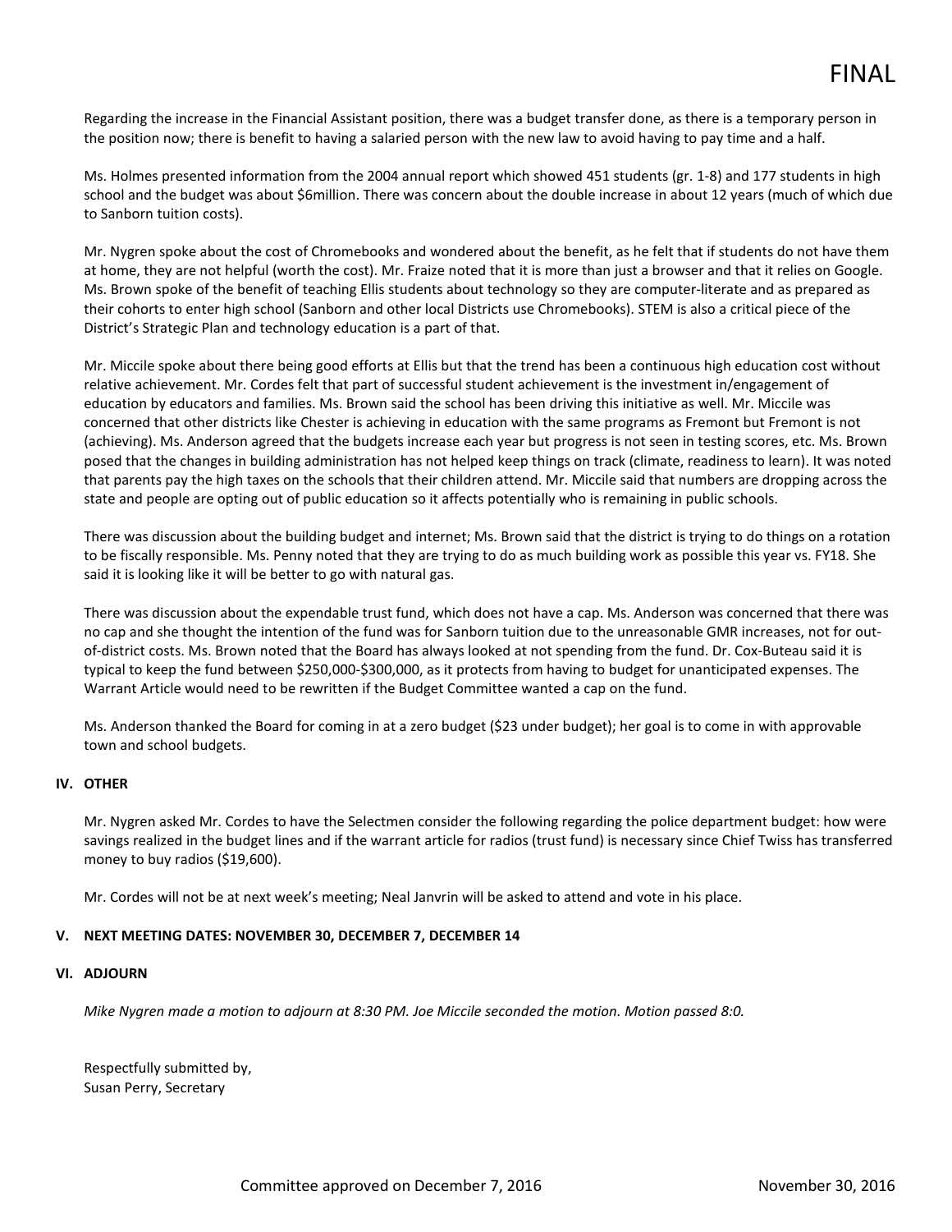FINAL

Regarding the increase in the Financial Assistant position, there was a budget transfer done, as there is a temporary person in the position now; there is benefit to having a salaried person with the new law to avoid having to pay time and a half.

Ms. Holmes presented information from the 2004 annual report which showed 451 students (gr. 1-8) and 177 students in high school and the budget was about $6million. There was concern about the double increase in about 12 years (much of which due to Sanborn tuition costs).

Mr. Nygren spoke about the cost of Chromebooks and wondered about the benefit, as he felt that if students do not have them at home, they are not helpful (worth the cost). Mr. Fraize noted that it is more than just a browser and that it relies on Google. Ms. Brown spoke of the benefit of teaching Ellis students about technology so they are computer-literate and as prepared as their cohorts to enter high school (Sanborn and other local Districts use Chromebooks). STEM is also a critical piece of the District's Strategic Plan and technology education is a part of that.

Mr. Miccile spoke about there being good efforts at Ellis but that the trend has been a continuous high education cost without relative achievement. Mr. Cordes felt that part of successful student achievement is the investment in/engagement of education by educators and families. Ms. Brown said the school has been driving this initiative as well. Mr. Miccile was concerned that other districts like Chester is achieving in education with the same programs as Fremont but Fremont is not (achieving). Ms. Anderson agreed that the budgets increase each year but progress is not seen in testing scores, etc. Ms. Brown posed that the changes in building administration has not helped keep things on track (climate, readiness to learn). It was noted that parents pay the high taxes on the schools that their children attend. Mr. Miccile said that numbers are dropping across the state and people are opting out of public education so it affects potentially who is remaining in public schools.

There was discussion about the building budget and internet; Ms. Brown said that the district is trying to do things on a rotation to be fiscally responsible. Ms. Penny noted that they are trying to do as much building work as possible this year vs. FY18. She said it is looking like it will be better to go with natural gas.

There was discussion about the expendable trust fund, which does not have a cap. Ms. Anderson was concerned that there was no cap and she thought the intention of the fund was for Sanborn tuition due to the unreasonable GMR increases, not for out-of-district costs. Ms. Brown noted that the Board has always looked at not spending from the fund. Dr. Cox-Buteau said it is typical to keep the fund between $250,000-$300,000, as it protects from having to budget for unanticipated expenses. The Warrant Article would need to be rewritten if the Budget Committee wanted a cap on the fund.

Ms. Anderson thanked the Board for coming in at a zero budget ($23 under budget); her goal is to come in with approvable town and school budgets.

## IV. OTHER

Mr. Nygren asked Mr. Cordes to have the Selectmen consider the following regarding the police department budget: how were savings realized in the budget lines and if the warrant article for radios (trust fund) is necessary since Chief Twiss has transferred money to buy radios ($19,600).

Mr. Cordes will not be at next week's meeting; Neal Janvrin will be asked to attend and vote in his place.

## V. NEXT MEETING DATES: NOVEMBER 30, DECEMBER 7, DECEMBER 14

## VI. ADJOURN

*Mike Nygren made a motion to adjourn at 8:30 PM. Joe Miccile seconded the motion. Motion passed 8:0.*

Respectfully submitted by,
Susan Perry, Secretary

Committee approved on December 7, 2016 November 30, 2016